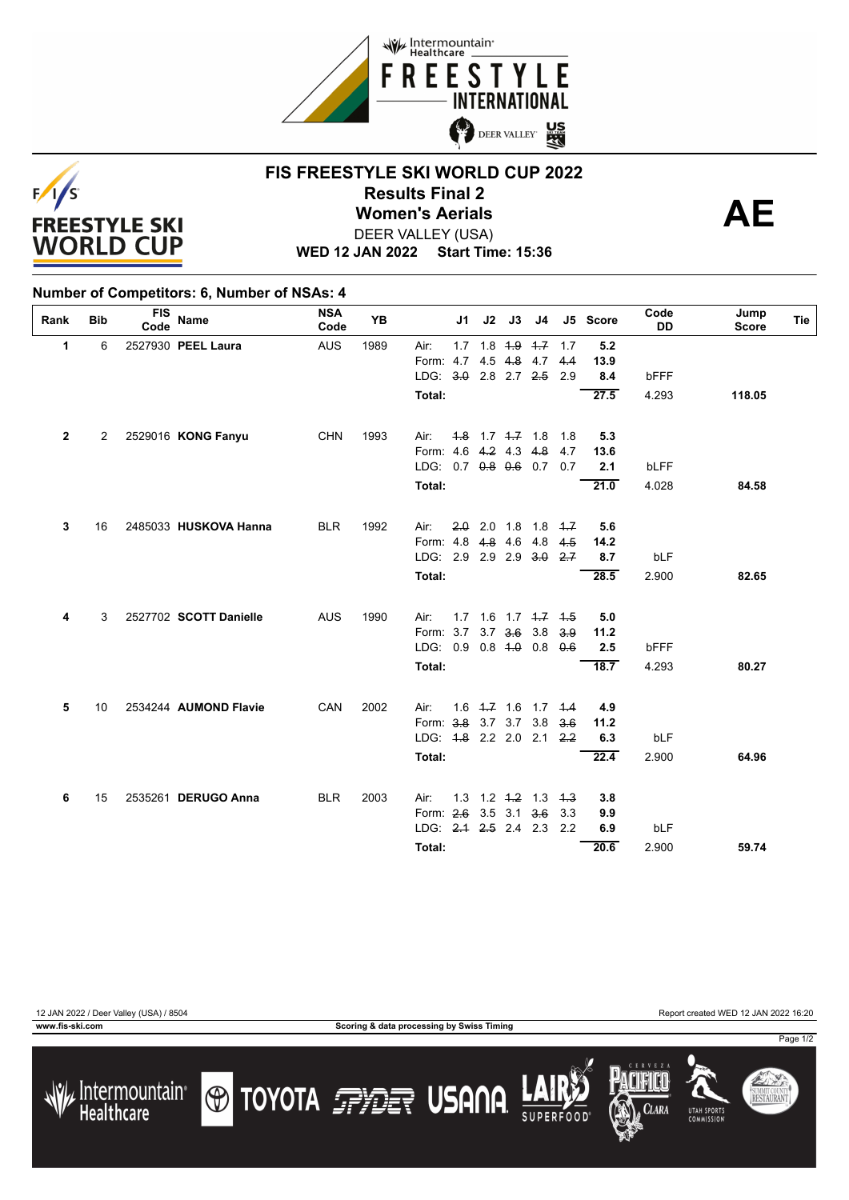# FIS FREESTYLE SKI WORLD CUP 2022

## Results Final 2

## Women's Aerials

DEER VALLEY (USA)

**WED 12 JAN 2022 Start Time: 15:36**

**AE**

### Number of Competitors: 6, Number of NSAs: 4

| Rank | Bib | FIS Code | Name | NSA Code | YB | | J1 | J2 | J3 | J4 | J5 | Score | Code DD | Jump Score | Tie |
|---|---|---|---|---|---|---|---|---|---|---|---|---|---|---|---|
| 1 | 6 | 2527930 | **PEEL Laura** | AUS | 1989 | Air: | 1.7 | 1.8 | ~~1.9~~ | ~~1.7~~ | 1.7 | 5.2 | | | |
| | | | | | | Form: | 4.7 | 4.5 | ~~4.8~~ | 4.7 | ~~4.4~~ | 13.9 | | | |
| | | | | | | LDG: | ~~3.0~~ | 2.8 | 2.7 | ~~2.5~~ | 2.9 | 8.4 | bFFF | | |
| | | | | | | Total: | | | | | | 27.5 | 4.293 | 118.05 | |
| 2 | 2 | 2529016 | **KONG Fanyu** | CHN | 1993 | Air: | ~~1.8~~ | 1.7 | ~~1.7~~ | 1.8 | 1.8 | 5.3 | | | |
| | | | | | | Form: | 4.6 | ~~4.2~~ | 4.3 | ~~4.8~~ | 4.7 | 13.6 | | | |
| | | | | | | LDG: | 0.7 | ~~0.8~~ | ~~0.6~~ | 0.7 | 0.7 | 2.1 | bLFF | | |
| | | | | | | Total: | | | | | | 21.0 | 4.028 | 84.58 | |
| 3 | 16 | 2485033 | **HUSKOVA Hanna** | BLR | 1992 | Air: | ~~2.0~~ | 2.0 | 1.8 | 1.8 | ~~1.7~~ | 5.6 | | | |
| | | | | | | Form: | 4.8 | ~~4.8~~ | 4.6 | 4.8 | ~~4.5~~ | 14.2 | | | |
| | | | | | | LDG: | 2.9 | 2.9 | 2.9 | ~~3.0~~ | ~~2.7~~ | 8.7 | bLF | | |
| | | | | | | Total: | | | | | | 28.5 | 2.900 | 82.65 | |
| 4 | 3 | 2527702 | **SCOTT Danielle** | AUS | 1990 | Air: | 1.7 | 1.6 | 1.7 | ~~1.7~~ | ~~1.5~~ | 5.0 | | | |
| | | | | | | Form: | 3.7 | 3.7 | ~~3.6~~ | 3.8 | ~~3.9~~ | 11.2 | | | |
| | | | | | | LDG: | 0.9 | 0.8 | ~~1.0~~ | 0.8 | ~~0.6~~ | 2.5 | bFFF | | |
| | | | | | | Total: | | | | | | 18.7 | 4.293 | 80.27 | |
| 5 | 10 | 2534244 | **AUMOND Flavie** | CAN | 2002 | Air: | 1.6 | ~~1.7~~ | 1.6 | 1.7 | ~~1.4~~ | 4.9 | | | |
| | | | | | | Form: | ~~3.8~~ | 3.7 | 3.7 | 3.8 | ~~3.6~~ | 11.2 | | | |
| | | | | | | LDG: | ~~1.8~~ | 2.2 | 2.0 | 2.1 | ~~2.2~~ | 6.3 | bLF | | |
| | | | | | | Total: | | | | | | 22.4 | 2.900 | 64.96 | |
| 6 | 15 | 2535261 | **DERUGO Anna** | BLR | 2003 | Air: | 1.3 | 1.2 | ~~1.2~~ | 1.3 | ~~1.3~~ | 3.8 | | | |
| | | | | | | Form: | ~~2.6~~ | 3.5 | 3.1 | ~~3.6~~ | 3.3 | 9.9 | | | |
| | | | | | | LDG: | ~~2.1~~ | ~~2.5~~ | 2.4 | 2.3 | 2.2 | 6.9 | bLF | | |
| | | | | | | Total: | | | | | | 20.6 | 2.900 | 59.74 | |

12 JAN 2022 / Deer Valley (USA) / 8504

Report created WED 12 JAN 2022 16:20

www.fis-ski.com

Scoring & data processing by Swiss Timing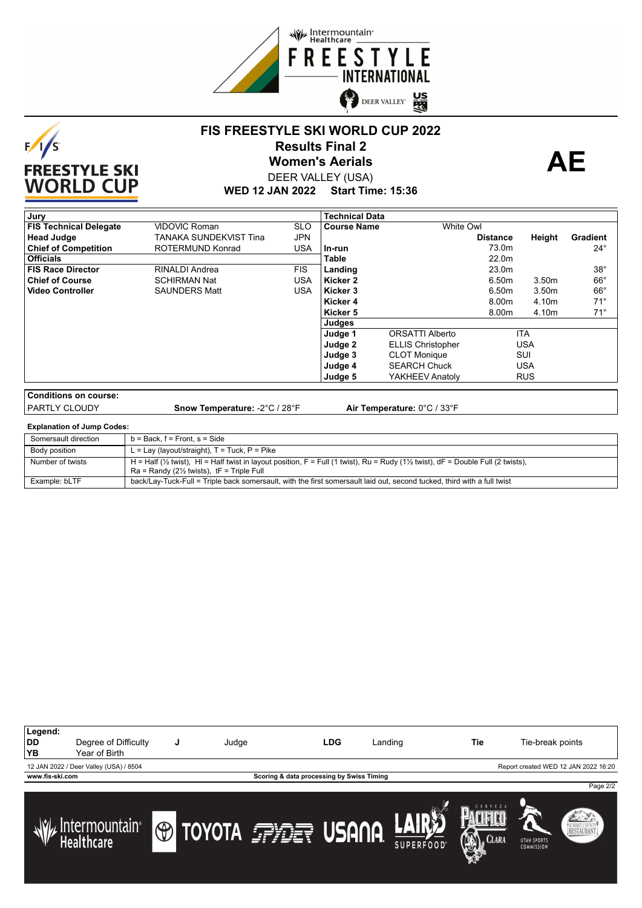# FIS FREESTYLE SKI WORLD CUP 2022

## Results Final 2

## Women's Aerials

DEER VALLEY (USA)

**WED 12 JAN 2022 Start Time: 15:36**

**AE**

| Jury | | |
|---|---|---|
| **FIS Technical Delegate** | VIDOVIC Roman | SLO |
| **Head Judge** | TANAKA SUNDEKVIST Tina | JPN |
| **Chief of Competition** | ROTERMUND Konrad | USA |
| **Officials** | | |
| **FIS Race Director** | RINALDI Andrea | FIS |
| **Chief of Course** | SCHIRMAN Nat | USA |
| **Video Controller** | SAUNDERS Matt | USA |

| Technical Data | | | |
|---|---|---|---|
| **Course Name** | White Owl | | |
| | **Distance** | **Height** | **Gradient** |
| **In-run** | 73.0m | | 24° |
| **Table** | 22.0m | | |
| **Landing** | 23.0m | | 38° |
| **Kicker 2** | 6.50m | 3.50m | 66° |
| **Kicker 3** | 6.50m | 3.50m | 66° |
| **Kicker 4** | 8.00m | 4.10m | 71° |
| **Kicker 5** | 8.00m | 4.10m | 71° |

| Judges | | |
|---|---|---|
| **Judge 1** | ORSATTI Alberto | ITA |
| **Judge 2** | ELLIS Christopher | USA |
| **Judge 3** | CLOT Monique | SUI |
| **Judge 4** | SEARCH Chuck | USA |
| **Judge 5** | YAKHEEV Anatoly | RUS |

**Conditions on course:**

PARTLY CLOUDY **Snow Temperature:** -2°C / 28°F **Air Temperature:** 0°C / 33°F

**Explanation of Jump Codes:**

| | |
|---|---|
| Somersault direction | b = Back, f = Front, s = Side |
| Body position | L = Lay (layout/straight), T = Tuck, P = Pike |
| Number of twists | H = Half (½ twist), Hl = Half twist in layout position, F = Full (1 twist), Ru = Rudy (1½ twist), dF = Double Full (2 twists), Ra = Randy (2½ twists), tF = Triple Full |
| Example: bLTF | back/Lay-Tuck-Full = Triple back somersault, with the first somersault laid out, second tucked, third with a full twist |

| Legend: | | | | | | | |
|---|---|---|---|---|---|---|---|
| **DD** | Degree of Difficulty | **J** | Judge | **LDG** | Landing | **Tie** | Tie-break points |
| **YB** | Year of Birth | | | | | | |

12 JAN 2022 / Deer Valley (USA) / 8504

Report created WED 12 JAN 2022 16:20

www.fis-ski.com

Scoring & data processing by Swiss Timing